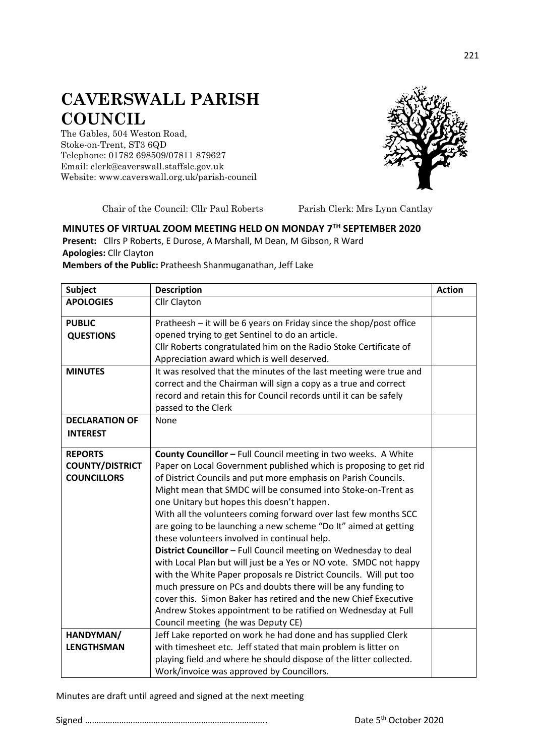# CAVERSWALL PARISH COUNCIL

The Gables, 504 Weston Road,
Stoke-on-Trent, ST3 6QD
Telephone: 01782 698509/07811 879627
Email: clerk@caverswall.staffslc.gov.uk
Website: www.caverswall.org.uk/parish-council

Chair of the Council: Cllr Paul Roberts Parish Clerk: Mrs Lynn Cantlay

**MINUTES OF VIRTUAL ZOOM MEETING HELD ON MONDAY 7TH SEPTEMBER 2020**

**Present:** Cllrs P Roberts, E Durose, A Marshall, M Dean, M Gibson, R Ward
**Apologies:** Cllr Clayton
**Members of the Public:** Pratheesh Shanmuganathan, Jeff Lake

| Subject | Description | Action |
|---|---|---|
| **APOLOGIES** | Cllr Clayton | |
| **PUBLIC QUESTIONS** | Pratheesh – it will be 6 years on Friday since the shop/post office opened trying to get Sentinel to do an article.<br>Cllr Roberts congratulated him on the Radio Stoke Certificate of Appreciation award which is well deserved. | |
| **MINUTES** | It was resolved that the minutes of the last meeting were true and correct and the Chairman will sign a copy as a true and correct record and retain this for Council records until it can be safely passed to the Clerk | |
| **DECLARATION OF INTEREST** | None | |
| **REPORTS COUNTY/DISTRICT COUNCILLORS** | **County Councillor –** Full Council meeting in two weeks. A White Paper on Local Government published which is proposing to get rid of District Councils and put more emphasis on Parish Councils. Might mean that SMDC will be consumed into Stoke-on-Trent as one Unitary but hopes this doesn't happen.<br>With all the volunteers coming forward over last few months SCC are going to be launching a new scheme "Do It" aimed at getting these volunteers involved in continual help.<br>**District Councillor** – Full Council meeting on Wednesday to deal with Local Plan but will just be a Yes or NO vote. SMDC not happy with the White Paper proposals re District Councils. Will put too much pressure on PCs and doubts there will be any funding to cover this. Simon Baker has retired and the new Chief Executive Andrew Stokes appointment to be ratified on Wednesday at Full Council meeting (he was Deputy CE) | |
| **HANDYMAN/ LENGTHSMAN** | Jeff Lake reported on work he had done and has supplied Clerk with timesheet etc. Jeff stated that main problem is litter on playing field and where he should dispose of the litter collected. Work/invoice was approved by Councillors. | |

Minutes are draft until agreed and signed at the next meeting

Signed …………………………………………………………………….. Date 5th October 2020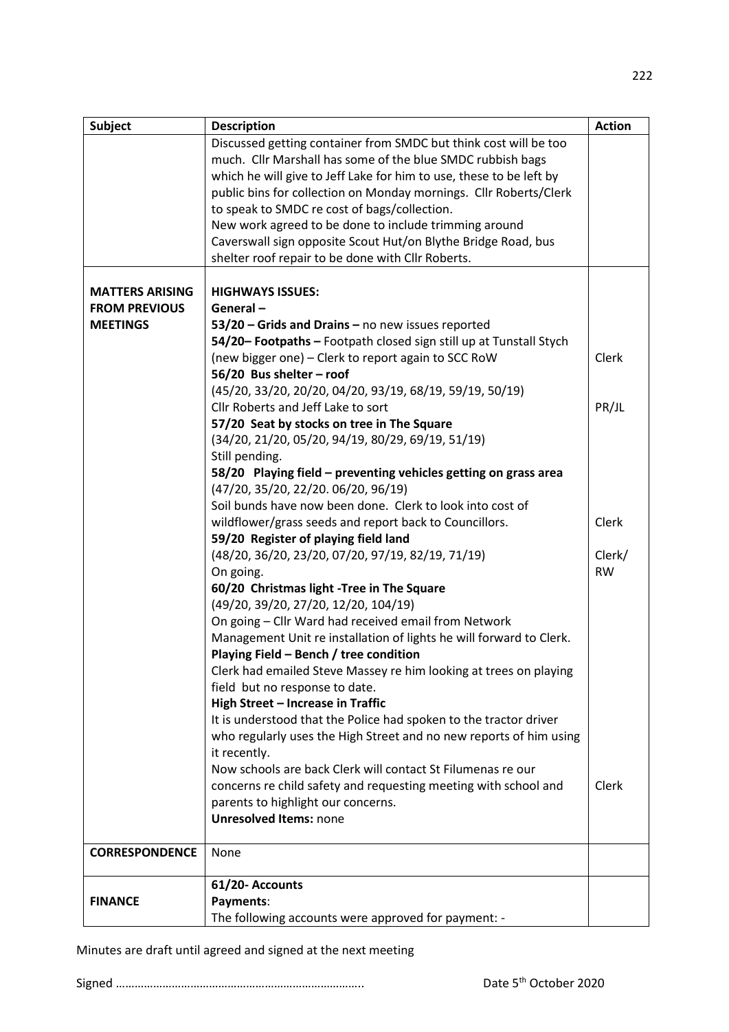| Subject | Description | Action |
|---|---|---|
| | Discussed getting container from SMDC but think cost will be too much. Cllr Marshall has some of the blue SMDC rubbish bags which he will give to Jeff Lake for him to use, these to be left by public bins for collection on Monday mornings. Cllr Roberts/Clerk to speak to SMDC re cost of bags/collection.<br>New work agreed to be done to include trimming around Caverswall sign opposite Scout Hut/on Blythe Bridge Road, bus shelter roof repair to be done with Cllr Roberts. | |
| **MATTERS ARISING FROM PREVIOUS MEETINGS** | **HIGHWAYS ISSUES:**<br>**General –**<br>**53/20 – Grids and Drains –** no new issues reported<br>**54/20– Footpaths –** Footpath closed sign still up at Tunstall Stych (new bigger one) – Clerk to report again to SCC RoW<br>**56/20 Bus shelter – roof**<br>(45/20, 33/20, 20/20, 04/20, 93/19, 68/19, 59/19, 50/19)<br>Cllr Roberts and Jeff Lake to sort<br>**57/20 Seat by stocks on tree in The Square**<br>(34/20, 21/20, 05/20, 94/19, 80/29, 69/19, 51/19)<br>Still pending.<br>**58/20 Playing field – preventing vehicles getting on grass area**<br>(47/20, 35/20, 22/20. 06/20, 96/19)<br>Soil bunds have now been done. Clerk to look into cost of wildflower/grass seeds and report back to Councillors.<br>**59/20 Register of playing field land**<br>(48/20, 36/20, 23/20, 07/20, 97/19, 82/19, 71/19)<br>On going.<br>**60/20 Christmas light -Tree in The Square**<br>(49/20, 39/20, 27/20, 12/20, 104/19)<br>On going – Cllr Ward had received email from Network Management Unit re installation of lights he will forward to Clerk.<br>**Playing Field – Bench / tree condition**<br>Clerk had emailed Steve Massey re him looking at trees on playing field but no response to date.<br>**High Street – Increase in Traffic**<br>It is understood that the Police had spoken to the tractor driver who regularly uses the High Street and no new reports of him using it recently.<br>Now schools are back Clerk will contact St Filumenas re our concerns re child safety and requesting meeting with school and parents to highlight our concerns.<br>**Unresolved Items:** none | Clerk<br><br>PR/JL<br><br>Clerk<br><br>Clerk/ RW<br><br>Clerk |
| **CORRESPONDENCE** | None | |
| **FINANCE** | **61/20- Accounts**<br>**Payments**:<br>The following accounts were approved for payment: - | |

Minutes are draft until agreed and signed at the next meeting

Signed ……………………………………………………………………..    Date 5th October 2020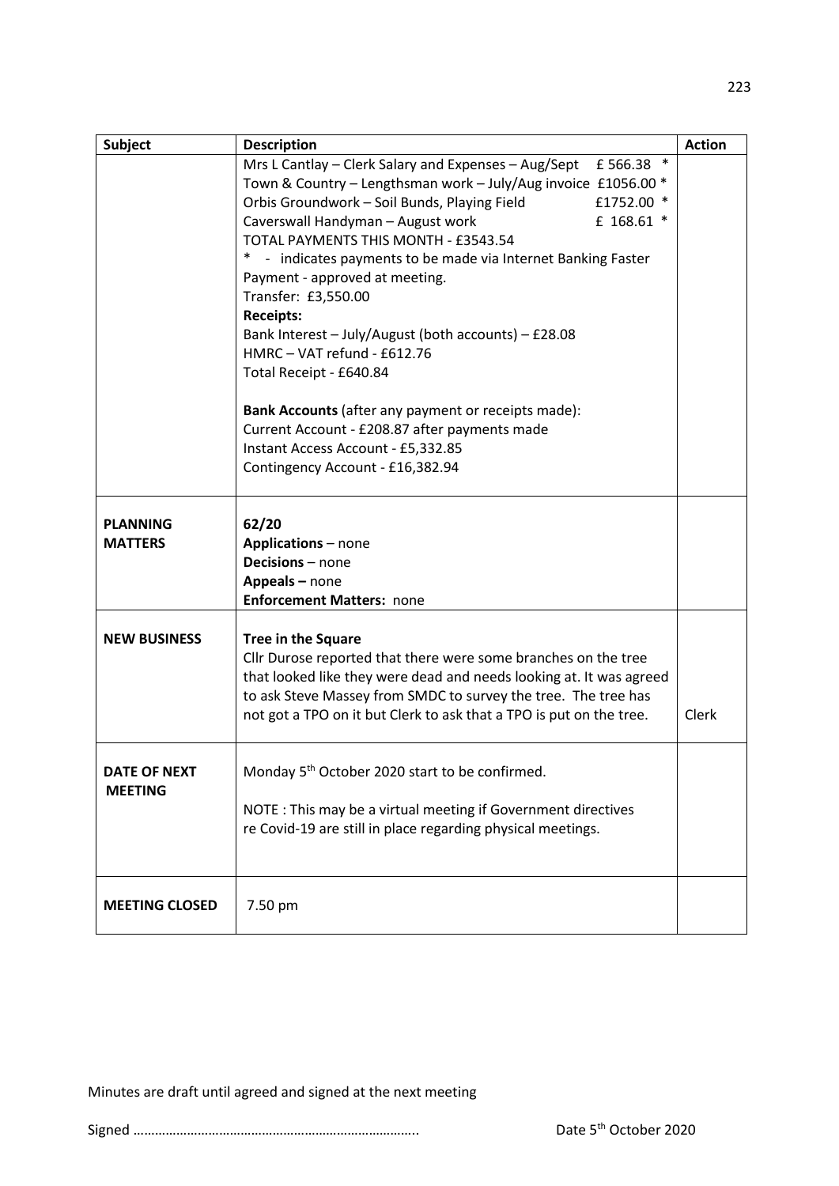| Subject | Description | Action |
|---|---|---|
| | Mrs L Cantlay – Clerk Salary and Expenses – Aug/Sept £ 566.38 *<br>Town & Country – Lengthsman work – July/Aug invoice £1056.00 *<br>Orbis Groundwork – Soil Bunds, Playing Field £1752.00 *<br>Caverswall Handyman – August work £ 168.61 *<br>TOTAL PAYMENTS THIS MONTH - £3543.54<br>* - indicates payments to be made via Internet Banking Faster Payment - approved at meeting.<br>Transfer: £3,550.00<br>**Receipts:**<br>Bank Interest – July/August (both accounts) – £28.08<br>HMRC – VAT refund - £612.76<br>Total Receipt - £640.84<br><br>**Bank Accounts** (after any payment or receipts made):<br>Current Account - £208.87 after payments made<br>Instant Access Account - £5,332.85<br>Contingency Account - £16,382.94 | |
| **PLANNING MATTERS** | **62/20**<br>**Applications** – none<br>**Decisions** – none<br>**Appeals –** none<br>**Enforcement Matters:** none | |
| **NEW BUSINESS** | **Tree in the Square**<br>Cllr Durose reported that there were some branches on the tree that looked like they were dead and needs looking at. It was agreed to ask Steve Massey from SMDC to survey the tree. The tree has not got a TPO on it but Clerk to ask that a TPO is put on the tree. | Clerk |
| **DATE OF NEXT MEETING** | Monday 5th October 2020 start to be confirmed.<br><br>NOTE : This may be a virtual meeting if Government directives re Covid-19 are still in place regarding physical meetings. | |
| **MEETING CLOSED** | 7.50 pm | |

Minutes are draft until agreed and signed at the next meeting

Signed ………………………………………………………………….. Date 5th October 2020